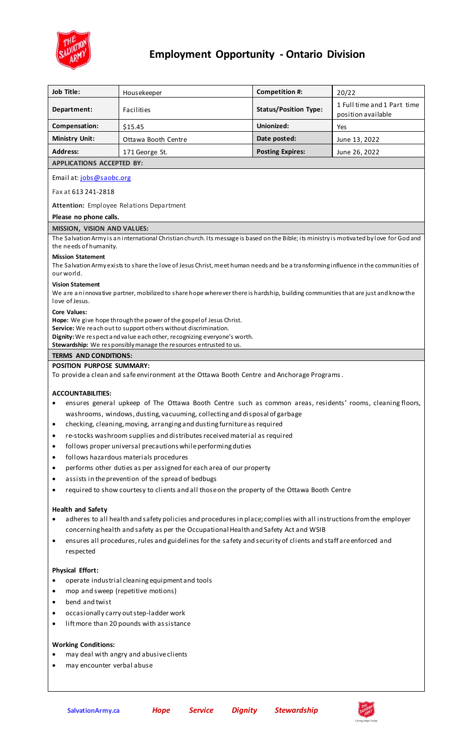# Employment Opportunity - Ontario Division

| Job Title: | Housekeeper | Competition #: | 20/22 |
|---|---|---|---|
| Department: | Facilities | Status/Position Type: | 1 Full time and 1 Part time position available |
| Compensation: | $15.45 | Unionized: | Yes |
| Ministry Unit: | Ottawa Booth Centre | Date posted: | June 13, 2022 |
| Address: | 171 George St. | Posting Expires: | June 26, 2022 |

**APPLICATIONS ACCEPTED BY:**

Email at: jobs@saobc.org

Fax at 613 241-2818

**Attention:** Employee Relations Department

**Please no phone calls.**

**MISSION, VISION AND VALUES:**

The Salvation Army is an international Christian church. Its message is based on the Bible; its ministry is motivated by love for God and the needs of humanity.

**Mission Statement**

The Salvation Army exists to share the love of Jesus Christ, meet human needs and be a transforming influence in the communities of our world.

**Vision Statement**

We are an innovative partner, mobilized to share hope wherever there is hardship, building communities that are just and know the love of Jesus.

**Core Values:**

**Hope:** We give hope through the power of the gospel of Jesus Christ.
**Service:** We reach out to support others without discrimination.
**Dignity:** We respect and value each other, recognizing everyone's worth.
**Stewardship:** We responsibly manage the resources entrusted to us.

**TERMS AND CONDITIONS:**

**POSITION PURPOSE SUMMARY:**

To provide a clean and safe environment at the Ottawa Booth Centre and Anchorage Programs.

**ACCOUNTABILITIES:**

- ensures general upkeep of The Ottawa Booth Centre such as common areas, residents' rooms, cleaning floors, washrooms, windows, dusting, vacuuming, collecting and disposal of garbage
- checking, cleaning, moving, arranging and dusting furniture as required
- re-stocks washroom supplies and distributes received material as required
- follows proper universal precautions while performing duties
- follows hazardous materials procedures
- performs other duties as per assigned for each area of our property
- assists in the prevention of the spread of bedbugs
- required to show courtesy to clients and all those on the property of the Ottawa Booth Centre

**Health and Safety**

- adheres to all health and safety policies and procedures in place; complies with all instructions from the employer concerning health and safety as per the Occupational Health and Safety Act and WSIB
- ensures all procedures, rules and guidelines for the safety and security of clients and staff are enforced and respected

**Physical Effort:**

- operate industrial cleaning equipment and tools
- mop and sweep (repetitive motions)
- bend and twist
- occasionally carry out step-ladder work
- lift more than 20 pounds with assistance

**Working Conditions:**

- may deal with angry and abusive clients
- may encounter verbal abuse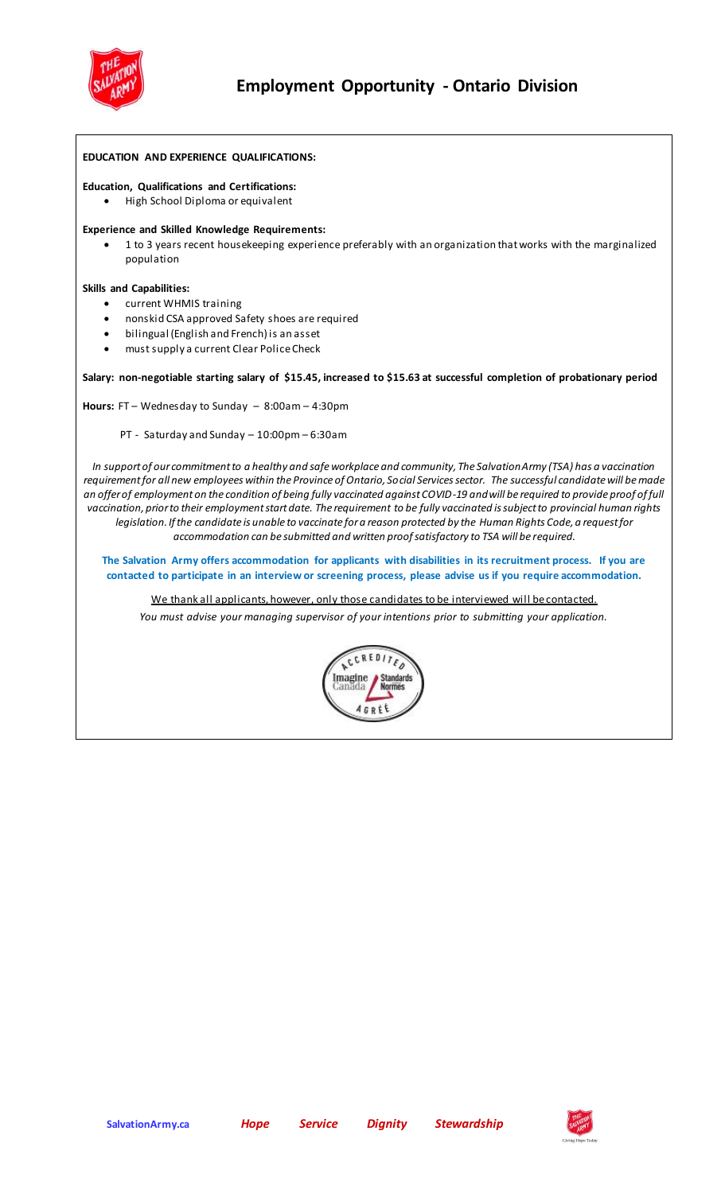# Employment Opportunity - Ontario Division

**EDUCATION AND EXPERIENCE QUALIFICATIONS:**

**Education, Qualifications and Certifications:**

- High School Diploma or equivalent

**Experience and Skilled Knowledge Requirements:**

- 1 to 3 years recent housekeeping experience preferably with an organization that works with the marginalized population

**Skills and Capabilities:**

- current WHMIS training
- nonskid CSA approved Safety shoes are required
- bilingual (English and French) is an asset
- must supply a current Clear Police Check

**Salary: non-negotiable starting salary of $15.45, increased to $15.63 at successful completion of probationary period**

**Hours:** FT – Wednesday to Sunday – 8:00am – 4:30pm

PT - Saturday and Sunday – 10:00pm – 6:30am

*In support of our commitment to a healthy and safe workplace and community, The Salvation Army (TSA) has a vaccination requirement for all new employees within the Province of Ontario, Social Services sector. The successful candidate will be made an offer of employment on the condition of being fully vaccinated against COVID-19 and will be required to provide proof of full vaccination, prior to their employment start date. The requirement to be fully vaccinated is subject to provincial human rights legislation. If the candidate is unable to vaccinate for a reason protected by the Human Rights Code, a request for accommodation can be submitted and written proof satisfactory to TSA will be required.*

**The Salvation Army offers accommodation for applicants with disabilities in its recruitment process. If you are contacted to participate in an interview or screening process, please advise us if you require accommodation.**

We thank all applicants, however, only those candidates to be interviewed will be contacted.

*You must advise your managing supervisor of your intentions prior to submitting your application.*

SalvationArmy.ca *Hope* *Service* *Dignity* *Stewardship*